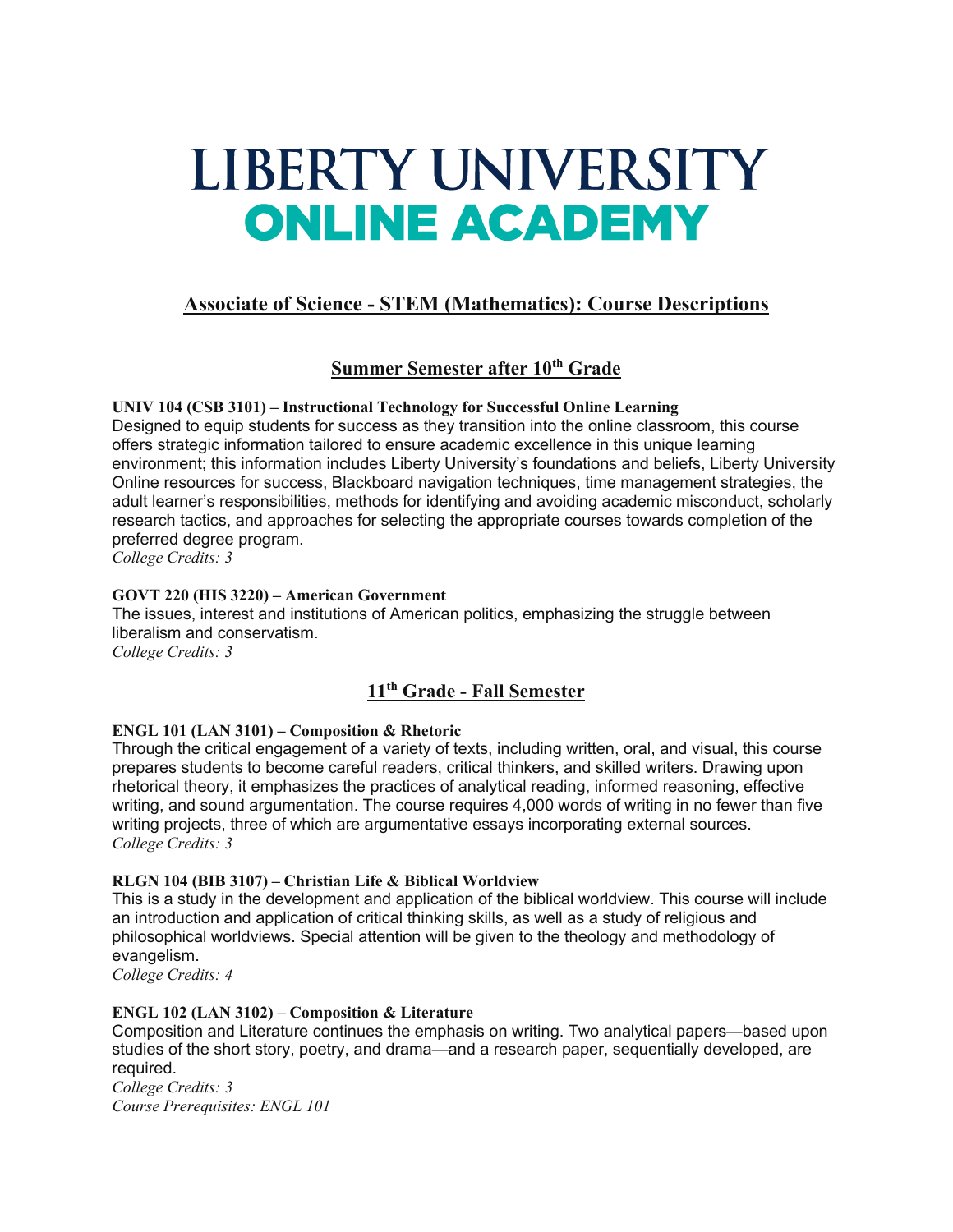# LIBERTY UNIVERSITY
# ONLINE ACADEMY

## Associate of Science - STEM (Mathematics): Course Descriptions

### Summer Semester after 10th Grade

**UNIV 104 (CSB 3101) – Instructional Technology for Successful Online Learning**
Designed to equip students for success as they transition into the online classroom, this course offers strategic information tailored to ensure academic excellence in this unique learning environment; this information includes Liberty University's foundations and beliefs, Liberty University Online resources for success, Blackboard navigation techniques, time management strategies, the adult learner's responsibilities, methods for identifying and avoiding academic misconduct, scholarly research tactics, and approaches for selecting the appropriate courses towards completion of the preferred degree program.
*College Credits: 3*

**GOVT 220 (HIS 3220) – American Government**
The issues, interest and institutions of American politics, emphasizing the struggle between liberalism and conservatism.
*College Credits: 3*

### 11th Grade - Fall Semester

**ENGL 101 (LAN 3101) – Composition & Rhetoric**
Through the critical engagement of a variety of texts, including written, oral, and visual, this course prepares students to become careful readers, critical thinkers, and skilled writers. Drawing upon rhetorical theory, it emphasizes the practices of analytical reading, informed reasoning, effective writing, and sound argumentation. The course requires 4,000 words of writing in no fewer than five writing projects, three of which are argumentative essays incorporating external sources.
*College Credits: 3*

**RLGN 104 (BIB 3107) – Christian Life & Biblical Worldview**
This is a study in the development and application of the biblical worldview. This course will include an introduction and application of critical thinking skills, as well as a study of religious and philosophical worldviews. Special attention will be given to the theology and methodology of evangelism.
*College Credits: 4*

**ENGL 102 (LAN 3102) – Composition & Literature**
Composition and Literature continues the emphasis on writing. Two analytical papers—based upon studies of the short story, poetry, and drama—and a research paper, sequentially developed, are required.
*College Credits: 3*
*Course Prerequisites: ENGL 101*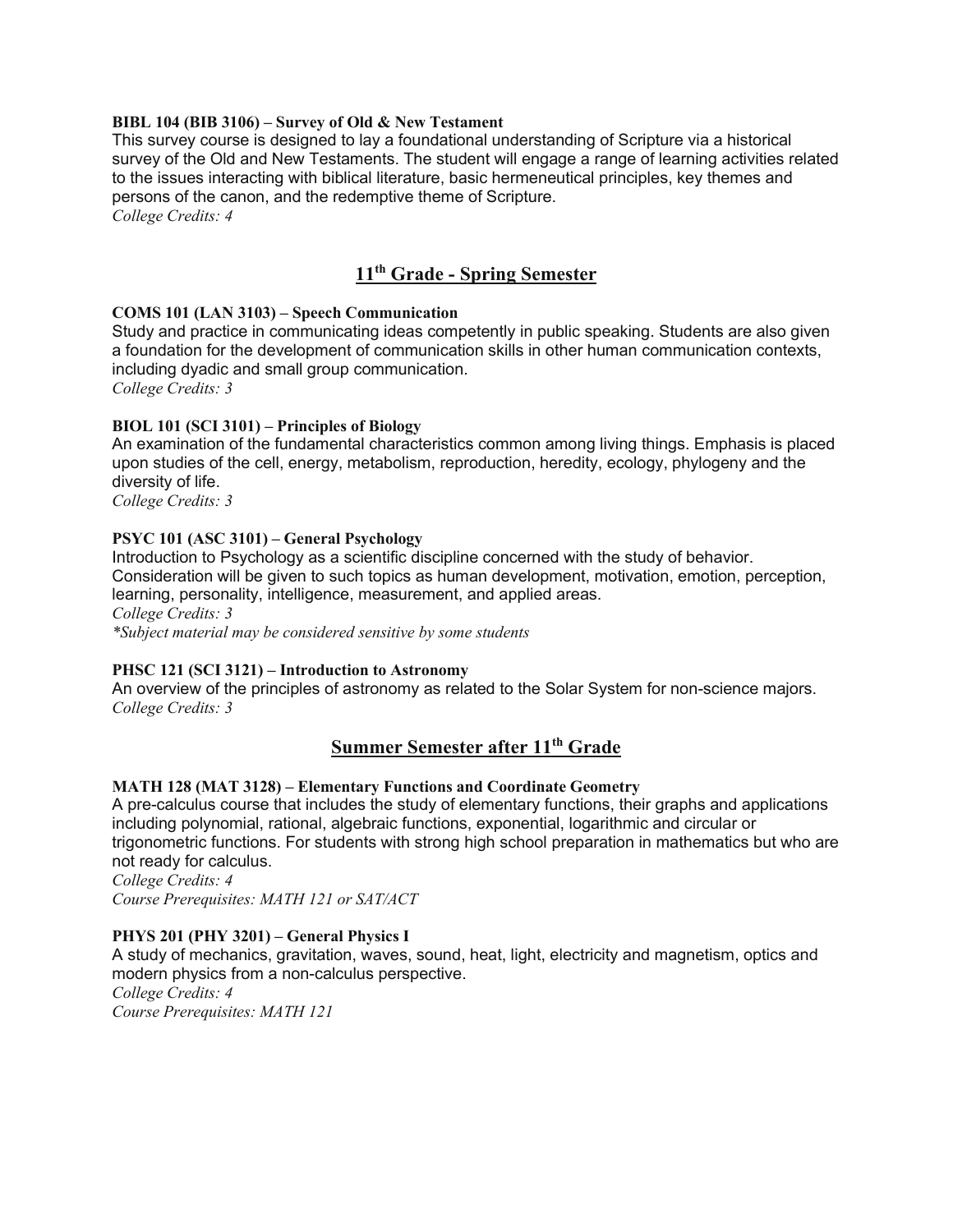**BIBL 104 (BIB 3106) – Survey of Old & New Testament**
This survey course is designed to lay a foundational understanding of Scripture via a historical survey of the Old and New Testaments. The student will engage a range of learning activities related to the issues interacting with biblical literature, basic hermeneutical principles, key themes and persons of the canon, and the redemptive theme of Scripture.
*College Credits: 4*

## 11th Grade - Spring Semester

**COMS 101 (LAN 3103) – Speech Communication**
Study and practice in communicating ideas competently in public speaking. Students are also given a foundation for the development of communication skills in other human communication contexts, including dyadic and small group communication.
*College Credits: 3*

**BIOL 101 (SCI 3101) – Principles of Biology**
An examination of the fundamental characteristics common among living things. Emphasis is placed upon studies of the cell, energy, metabolism, reproduction, heredity, ecology, phylogeny and the diversity of life.
*College Credits: 3*

**PSYC 101 (ASC 3101) – General Psychology**
Introduction to Psychology as a scientific discipline concerned with the study of behavior. Consideration will be given to such topics as human development, motivation, emotion, perception, learning, personality, intelligence, measurement, and applied areas.
*College Credits: 3*
**Subject material may be considered sensitive by some students*

**PHSC 121 (SCI 3121) – Introduction to Astronomy**
An overview of the principles of astronomy as related to the Solar System for non-science majors.
*College Credits: 3*

## Summer Semester after 11th Grade

**MATH 128 (MAT 3128) – Elementary Functions and Coordinate Geometry**
A pre-calculus course that includes the study of elementary functions, their graphs and applications including polynomial, rational, algebraic functions, exponential, logarithmic and circular or trigonometric functions. For students with strong high school preparation in mathematics but who are not ready for calculus.
*College Credits: 4*
*Course Prerequisites: MATH 121 or SAT/ACT*

**PHYS 201 (PHY 3201) – General Physics I**
A study of mechanics, gravitation, waves, sound, heat, light, electricity and magnetism, optics and modern physics from a non-calculus perspective.
*College Credits: 4*
*Course Prerequisites: MATH 121*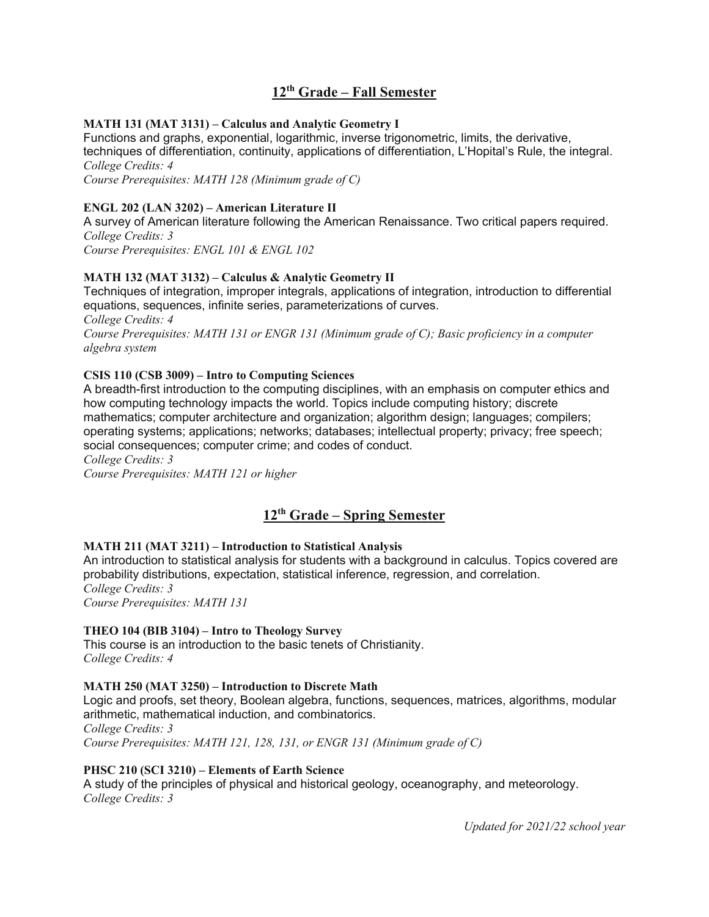## 12th Grade – Fall Semester

**MATH 131 (MAT 3131) – Calculus and Analytic Geometry I**

Functions and graphs, exponential, logarithmic, inverse trigonometric, limits, the derivative, techniques of differentiation, continuity, applications of differentiation, L'Hopital's Rule, the integral.

*College Credits: 4*

*Course Prerequisites: MATH 128 (Minimum grade of C)*

**ENGL 202 (LAN 3202) – American Literature II**

A survey of American literature following the American Renaissance. Two critical papers required.

*College Credits: 3*

*Course Prerequisites: ENGL 101 & ENGL 102*

**MATH 132 (MAT 3132) – Calculus & Analytic Geometry II**

Techniques of integration, improper integrals, applications of integration, introduction to differential equations, sequences, infinite series, parameterizations of curves.

*College Credits: 4*

*Course Prerequisites: MATH 131 or ENGR 131 (Minimum grade of C); Basic proficiency in a computer algebra system*

**CSIS 110 (CSB 3009) – Intro to Computing Sciences**

A breadth-first introduction to the computing disciplines, with an emphasis on computer ethics and how computing technology impacts the world. Topics include computing history; discrete mathematics; computer architecture and organization; algorithm design; languages; compilers; operating systems; applications; networks; databases; intellectual property; privacy; free speech; social consequences; computer crime; and codes of conduct.

*College Credits: 3*

*Course Prerequisites: MATH 121 or higher*

## 12th Grade – Spring Semester

**MATH 211 (MAT 3211) – Introduction to Statistical Analysis**

An introduction to statistical analysis for students with a background in calculus. Topics covered are probability distributions, expectation, statistical inference, regression, and correlation.

*College Credits: 3*

*Course Prerequisites: MATH 131*

**THEO 104 (BIB 3104) – Intro to Theology Survey**

This course is an introduction to the basic tenets of Christianity.

*College Credits: 4*

**MATH 250 (MAT 3250) – Introduction to Discrete Math**

Logic and proofs, set theory, Boolean algebra, functions, sequences, matrices, algorithms, modular arithmetic, mathematical induction, and combinatorics.

*College Credits: 3*

*Course Prerequisites: MATH 121, 128, 131, or ENGR 131 (Minimum grade of C)*

**PHSC 210 (SCI 3210) – Elements of Earth Science**

A study of the principles of physical and historical geology, oceanography, and meteorology.

*College Credits: 3*

*Updated for 2021/22 school year*